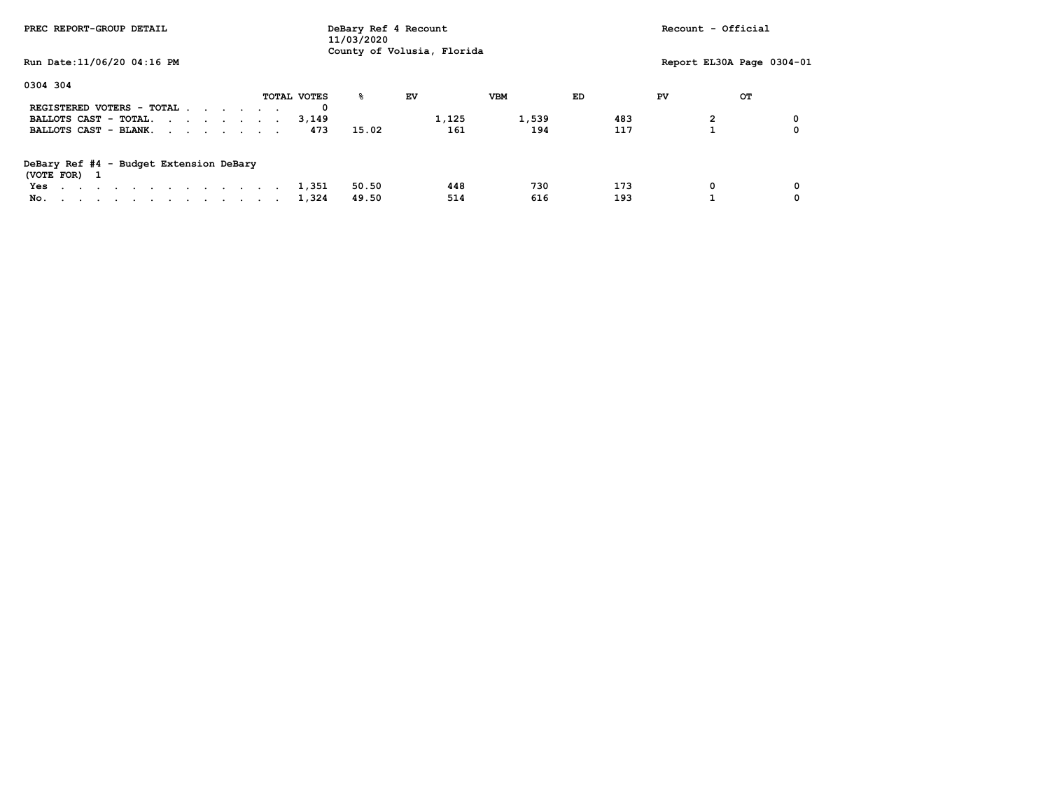PREC REPORT-GROUP DETAIL

DeBary Ref 4 Recount
11/03/2020
County of Volusia, Florida

Recount - Official

Run Date:11/06/20 04:16 PM

Report EL30A Page 0304-01

0304 304

| | TOTAL VOTES | % | EV | VBM | ED | PV | OT |
|---|---|---|---|---|---|---|---|
| REGISTERED VOTERS - TOTAL | 0 | | | | | | |
| BALLOTS CAST - TOTAL. | 3,149 | | 1,125 | 1,539 | 483 | 2 | 0 |
| BALLOTS CAST - BLANK. | 473 | 15.02 | 161 | 194 | 117 | 1 | 0 |

DeBary Ref #4 - Budget Extension DeBary
(VOTE FOR) 1

| | TOTAL VOTES | % | EV | VBM | ED | PV | OT |
|---|---|---|---|---|---|---|---|
| Yes | 1,351 | 50.50 | 448 | 730 | 173 | 0 | 0 |
| No. | 1,324 | 49.50 | 514 | 616 | 193 | 1 | 0 |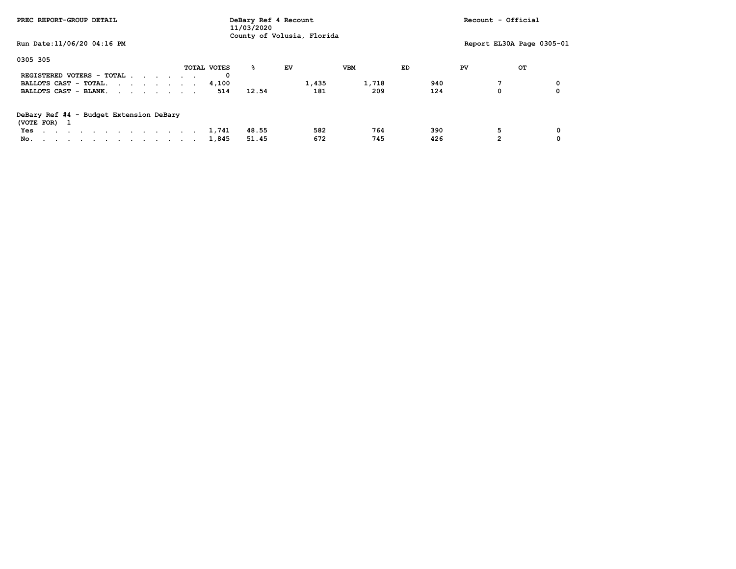PREC REPORT-GROUP DETAIL

DeBary Ref 4 Recount
11/03/2020
County of Volusia, Florida

Recount - Official

Run Date:11/06/20 04:16 PM

Report EL30A Page 0305-01

0305 305

| | TOTAL VOTES | % | EV | VBM | ED | PV | OT |
|---|---|---|---|---|---|---|---|
| REGISTERED VOTERS - TOTAL | 0 | | | | | | |
| BALLOTS CAST - TOTAL. | 4,100 | | 1,435 | 1,718 | 940 | 7 | 0 |
| BALLOTS CAST - BLANK. | 514 | 12.54 | 181 | 209 | 124 | 0 | 0 |

DeBary Ref #4 - Budget Extension DeBary
(VOTE FOR) 1

| | TOTAL VOTES | % | EV | VBM | ED | PV | OT |
|---|---|---|---|---|---|---|---|
| Yes | 1,741 | 48.55 | 582 | 764 | 390 | 5 | 0 |
| No. | 1,845 | 51.45 | 672 | 745 | 426 | 2 | 0 |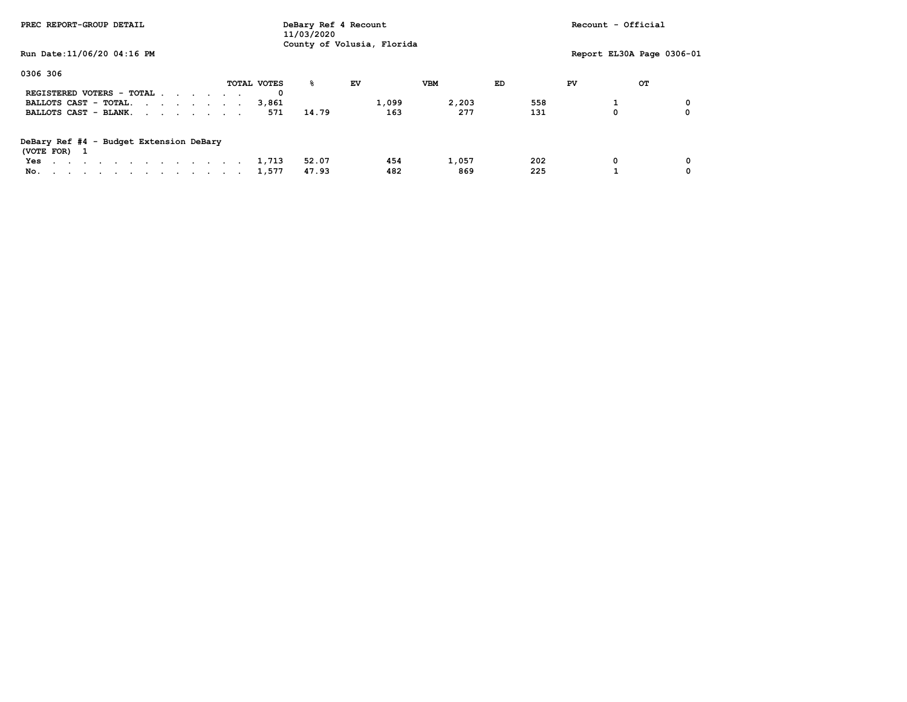PREC REPORT-GROUP DETAIL

DeBary Ref 4 Recount
11/03/2020
County of Volusia, Florida

Recount - Official

Run Date:11/06/20 04:16 PM

Report EL30A Page 0306-01

0306 306

| | TOTAL VOTES | % | EV | VBM | ED | PV | OT |
|---|---|---|---|---|---|---|---|
| REGISTERED VOTERS - TOTAL | 0 | | | | | | |
| BALLOTS CAST - TOTAL. | 3,861 | | 1,099 | 2,203 | 558 | 1 | 0 |
| BALLOTS CAST - BLANK. | 571 | 14.79 | 163 | 277 | 131 | 0 | 0 |

DeBary Ref #4 - Budget Extension DeBary
(VOTE FOR) 1

| | TOTAL VOTES | % | EV | VBM | ED | PV | OT |
|---|---|---|---|---|---|---|---|
| Yes | 1,713 | 52.07 | 454 | 1,057 | 202 | 0 | 0 |
| No. | 1,577 | 47.93 | 482 | 869 | 225 | 1 | 0 |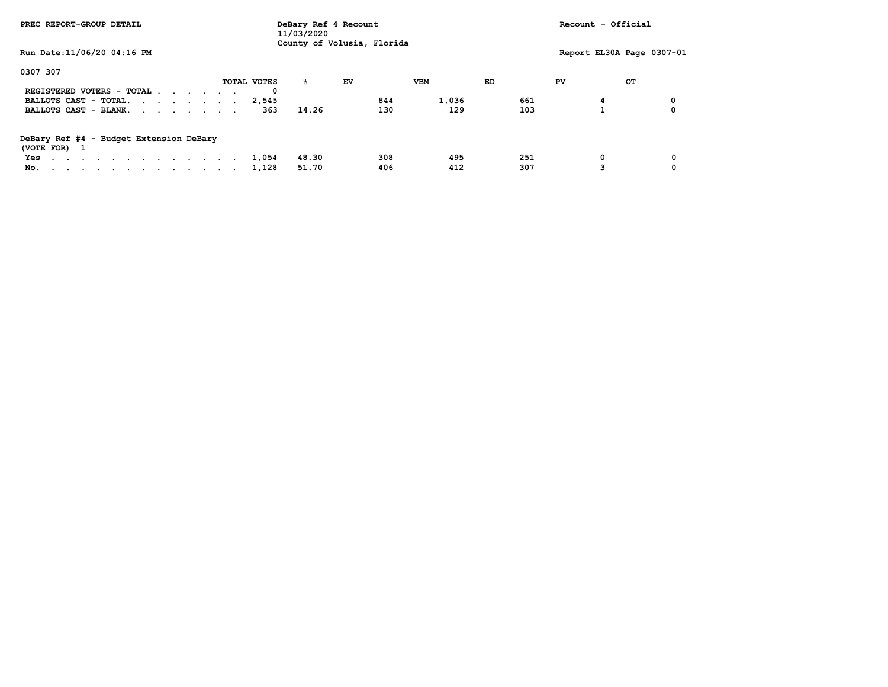PREC REPORT-GROUP DETAIL

DeBary Ref 4 Recount
11/03/2020
County of Volusia, Florida

Recount - Official

Run Date:11/06/20 04:16 PM

Report EL30A Page 0307-01

0307 307

| | TOTAL VOTES | % | EV | VBM | ED | PV | OT |
|---|---|---|---|---|---|---|---|
| REGISTERED VOTERS - TOTAL | 0 | | | | | | |
| BALLOTS CAST - TOTAL. | 2,545 | | 844 | 1,036 | 661 | 4 | 0 |
| BALLOTS CAST - BLANK. | 363 | 14.26 | 130 | 129 | 103 | 1 | 0 |

DeBary Ref #4 - Budget Extension DeBary
(VOTE FOR) 1

| | TOTAL VOTES | % | EV | VBM | ED | PV | OT |
|---|---|---|---|---|---|---|---|
| Yes | 1,054 | 48.30 | 308 | 495 | 251 | 0 | 0 |
| No. | 1,128 | 51.70 | 406 | 412 | 307 | 3 | 0 |